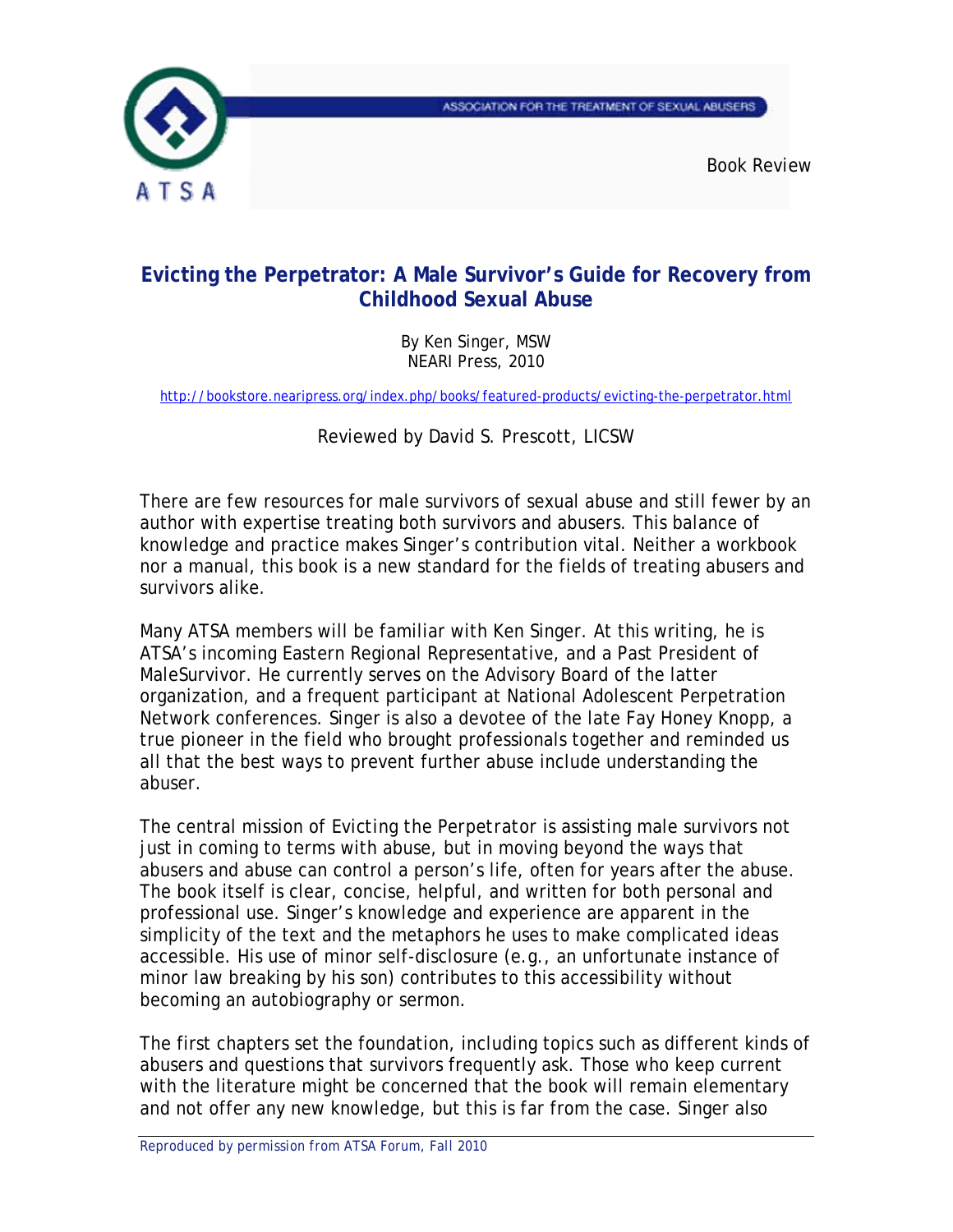ASSOCIATION FOR THE TREATMENT OF SEXUAL ABUSERS

ATSA

Book Review

## Evicting the Perpetrator: A Male Survivor's Guide for Recovery from Childhood Sexual Abuse

By Ken Singer, MSW
NEARI Press, 2010

http://bookstore.nearipress.org/index.php/books/featured-products/evicting-the-perpetrator.html

Reviewed by David S. Prescott, LICSW

There are few resources for male survivors of sexual abuse and still fewer by an author with expertise treating both survivors and abusers. This balance of knowledge and practice makes Singer's contribution vital. Neither a workbook nor a manual, this book is a new standard for the fields of treating abusers and survivors alike.

Many ATSA members will be familiar with Ken Singer. At this writing, he is ATSA's incoming Eastern Regional Representative, and a Past President of MaleSurvivor. He currently serves on the Advisory Board of the latter organization, and a frequent participant at National Adolescent Perpetration Network conferences. Singer is also a devotee of the late Fay Honey Knopp, a true pioneer in the field who brought professionals together and reminded us all that the best ways to prevent further abuse include understanding the abuser.

The central mission of *Evicting the Perpetrator* is assisting male survivors not just in coming to terms with abuse, but in moving beyond the ways that abusers and abuse can control a person's life, often for years after the abuse. The book itself is clear, concise, helpful, and written for both personal and professional use. Singer's knowledge and experience are apparent in the simplicity of the text and the metaphors he uses to make complicated ideas accessible. His use of minor self-disclosure (e.g., an unfortunate instance of minor law breaking by his son) contributes to this accessibility without becoming an autobiography or sermon.

The first chapters set the foundation, including topics such as different kinds of abusers and questions that survivors frequently ask. Those who keep current with the literature might be concerned that the book will remain elementary and not offer any new knowledge, but this is far from the case. Singer also

*Reproduced by permission from ATSA Forum, Fall 2010*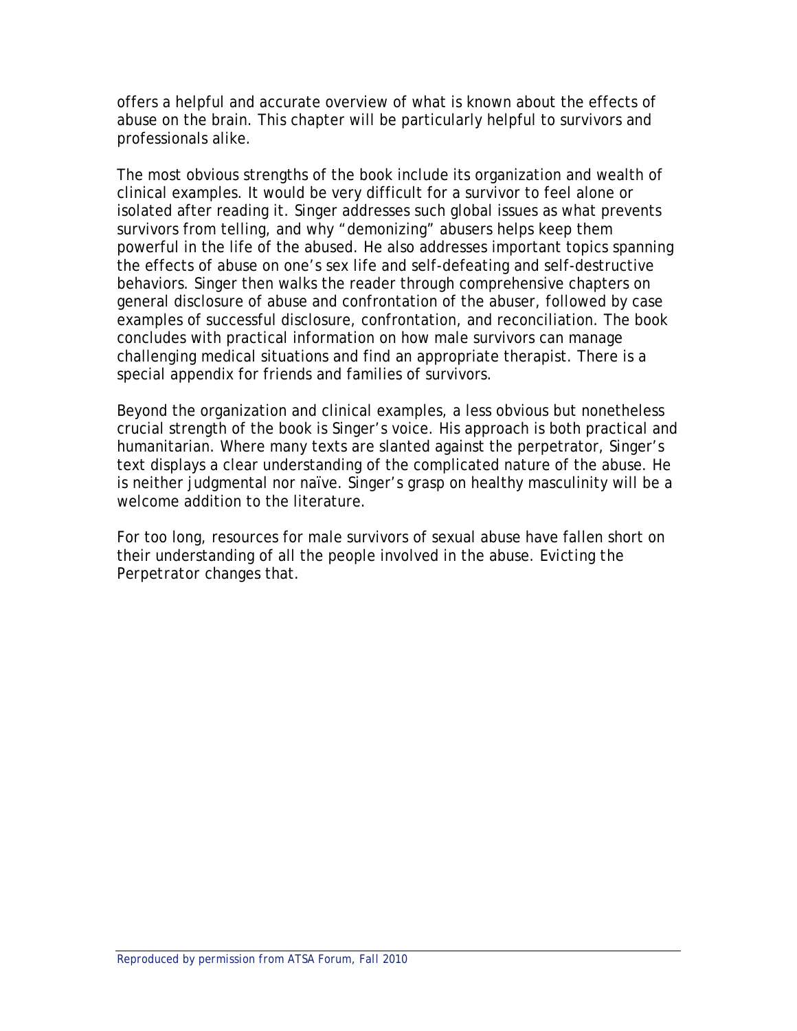offers a helpful and accurate overview of what is known about the effects of abuse on the brain. This chapter will be particularly helpful to survivors and professionals alike.

The most obvious strengths of the book include its organization and wealth of clinical examples. It would be very difficult for a survivor to feel alone or isolated after reading it. Singer addresses such global issues as what prevents survivors from telling, and why "demonizing" abusers helps keep them powerful in the life of the abused. He also addresses important topics spanning the effects of abuse on one's sex life and self-defeating and self-destructive behaviors. Singer then walks the reader through comprehensive chapters on general disclosure of abuse and confrontation of the abuser, followed by case examples of successful disclosure, confrontation, and reconciliation. The book concludes with practical information on how male survivors can manage challenging medical situations and find an appropriate therapist. There is a special appendix for friends and families of survivors.

Beyond the organization and clinical examples, a less obvious but nonetheless crucial strength of the book is Singer's voice. His approach is both practical and humanitarian. Where many texts are slanted against the perpetrator, Singer's text displays a clear understanding of the complicated nature of the abuse. He is neither judgmental nor naïve. Singer's grasp on healthy masculinity will be a welcome addition to the literature.

For too long, resources for male survivors of sexual abuse have fallen short on their understanding of all the people involved in the abuse. *Evicting the Perpetrator* changes that.

*Reproduced by permission from ATSA Forum, Fall 2010*